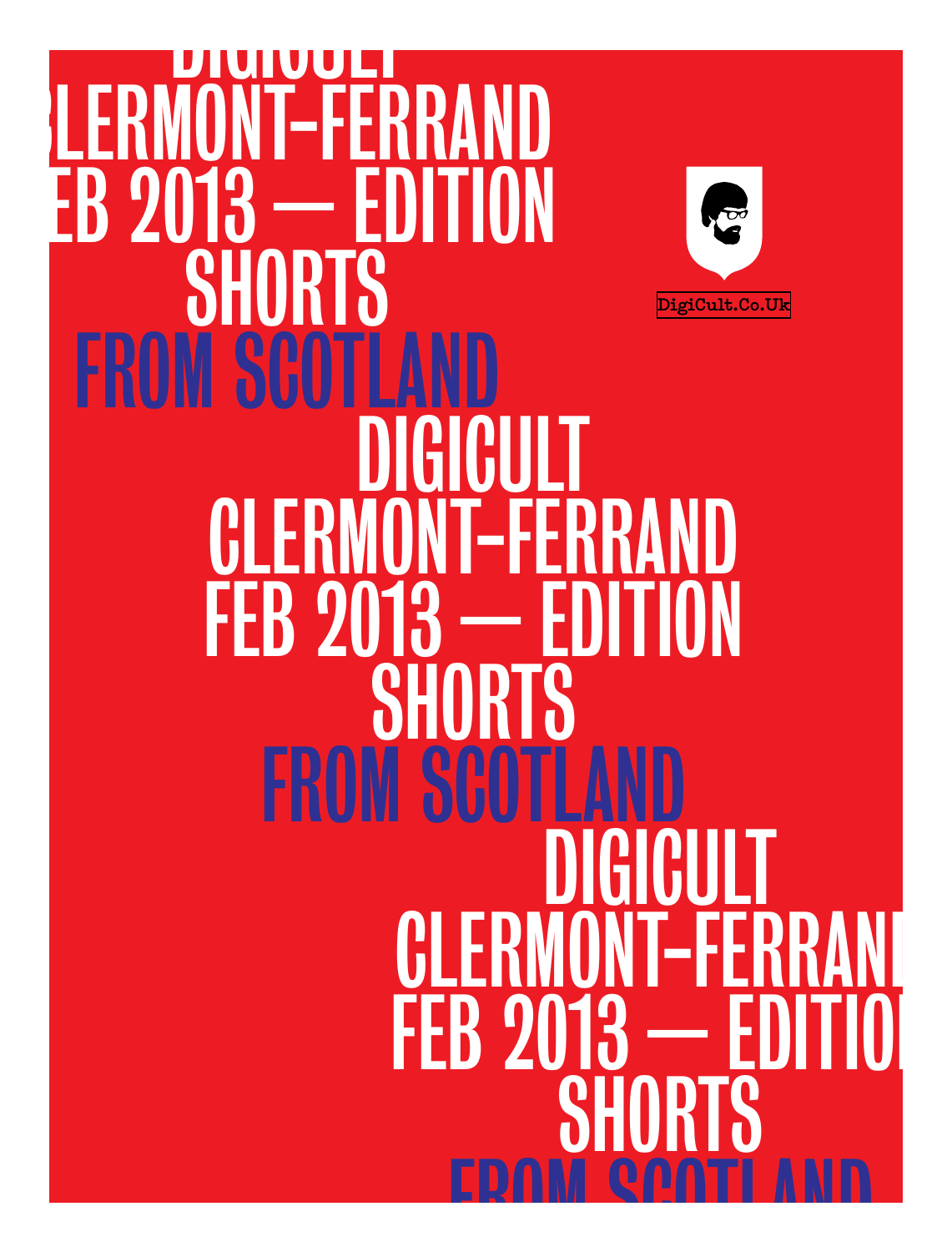# DIGICULT
# CLERMONT-FERRAND
# FEB 2013 — EDITION
# SHORTS
# FROM SCOTLAND

DigiCult.Co.Uk

# DIGICULT
# CLERMONT-FERRAND
# FEB 2013 — EDITION
# SHORTS
# FROM SCOTLAND

# DIGICULT
# CLERMONT-FERRAND
# FEB 2013 — EDITION
# SHORTS
# FROM SCOTLAND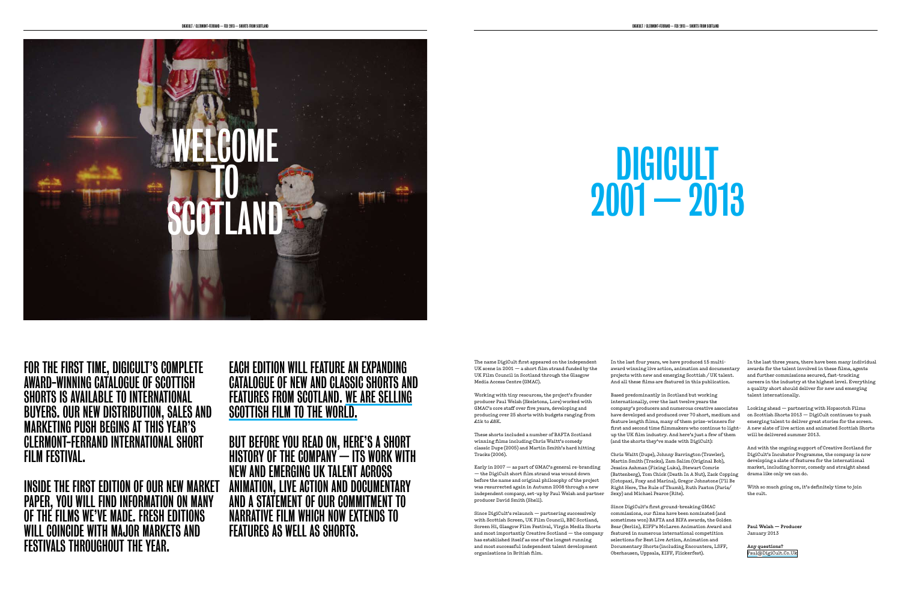# WELCOME TO SCOTLAND

## FOR THE FIRST TIME, DIGICULT'S COMPLETE AWARD-WINNING CATALOGUE OF SCOTTISH SHORTS IS AVAILABLE TO INTERNATIONAL BUYERS. OUR NEW DISTRIBUTION, SALES AND MARKETING PUSH BEGINS AT THIS YEAR'S CLERMONT-FERRAND INTERNATIONAL SHORT FILM FESTIVAL.

## INSIDE THE FIRST EDITION OF OUR NEW MARKET PAPER, YOU WILL FIND INFORMATION ON MANY OF THE FILMS WE'VE MADE. FRESH EDITIONS WILL COINCIDE WITH MAJOR MARKETS AND FESTIVALS THROUGHOUT THE YEAR.

## EACH EDITION WILL FEATURE AN EXPANDING CATALOGUE OF NEW AND CLASSIC SHORTS AND FEATURES FROM SCOTLAND. WE ARE SELLING SCOTTISH FILM TO THE WORLD.

## BUT BEFORE YOU READ ON, HERE'S A SHORT HISTORY OF THE COMPANY — ITS WORK WITH NEW AND EMERGING UK TALENT ACROSS ANIMATION, LIVE ACTION AND DOCUMENTARY AND A STATEMENT OF OUR COMMITMENT TO NARRATIVE FILM WHICH NOW EXTENDS TO FEATURES AS WELL AS SHORTS.

# DIGICULT 2001 — 2013

The name DigiCult first appeared on the independent UK scene in 2001 — a short film strand funded by the UK Film Council in Scotland through the Glasgow Media Access Centre (GMAC).

Working with tiny resources, the project's founder producer Paul Welsh (Skeletons, Lore) worked with GMAC's core staff over five years, developing and producing over 25 shorts with budgets ranging from £1k to £8K.

These shorts included a number of BAFTA Scotland winning films including Chris Waitt's comedy classic Dupe (2005) and Martin Smith's hard hitting Tracks (2006).

Early in 2007 — as part of GMAC's general re-branding — the DigiCult short film strand was wound down before the name and original philosophy of the project was resurrected again in Autumn 2008 through a new independent company, set-up by Paul Welsh and partner producer David Smith (Shell).

Since DigiCult's relaunch — partnering successively with Scottish Screen, UK Film Council, BBC Scotland, Screen Hi, Glasgow Film Festival, Virgin Media Shorts and most importantly Creative Scotland — the company has established itself as one of the longest running and most successful independent talent development organisations in British film.

In the last four years, we have produced 15 multi-award winning live action, animation and documentary projects with new and emerging Scottish / UK talent. And all these films are featured in this publication.

Based predominantly in Scotland but working internationally, over the last twelve years the company's producers and numerous creative associates have developed and produced over 70 short, medium and feature length films, many of them prize-winners for first and second time filmmakers who continue to light-up the UK film industry. And here's just a few of them (and the shorts they've made with DigiCult):

Chris Waitt (Dupe), Johnny Barrington (Trawler), Martin Smith (Tracks), Zam Salim (Original Bob), Jessica Ashman (Fixing Luka), Stewart Comrie (Battenberg), Tom Chick (Death In A Nut), Zack Copping (Cotopaxi, Foxy and Marina), Gregor Johnstone (I'll Be Right Here, The Rule of Thumb), Ruth Paxton (Paris/Sexy) and Michael Pearce (Rite).

Since DigiCult's first ground-breaking GMAC commissions, our films have been nominated (and sometimes won) BAFTA and BIFA awards, the Golden Bear (Berlin), EIFF's McLaren Animation Award and featured in numerous international competition selections for Best Live Action, Animation and Documentary Shorts (including Encounters, LSFF, Oberhausen, Uppsala, EIFF, Flickerfest).

In the last three years, there have been many individual awards for the talent involved in these films, agents and further commissions secured, fast-tracking careers in the industry at the highest level. Everything a quality short should deliver for new and emerging talent internationally.

Looking ahead — partnering with Hopscotch Films on Scottish Shorts 2013 — DigiCult continues to push emerging talent to deliver great stories for the screen. A new slate of live action and animated Scottish Shorts will be delivered summer 2013.

And with the ongoing support of Creative Scotland for DigiCult's Incubator Programme, the company is now developing a slate of features for the international market, including horror, comedy and straight ahead drama like only we can do.

With so much going on, it's definitely time to join the cult.

**Paul Welsh — Producer**
January 2013

**Any questions?**
Paul@DigiCult.Co.Uk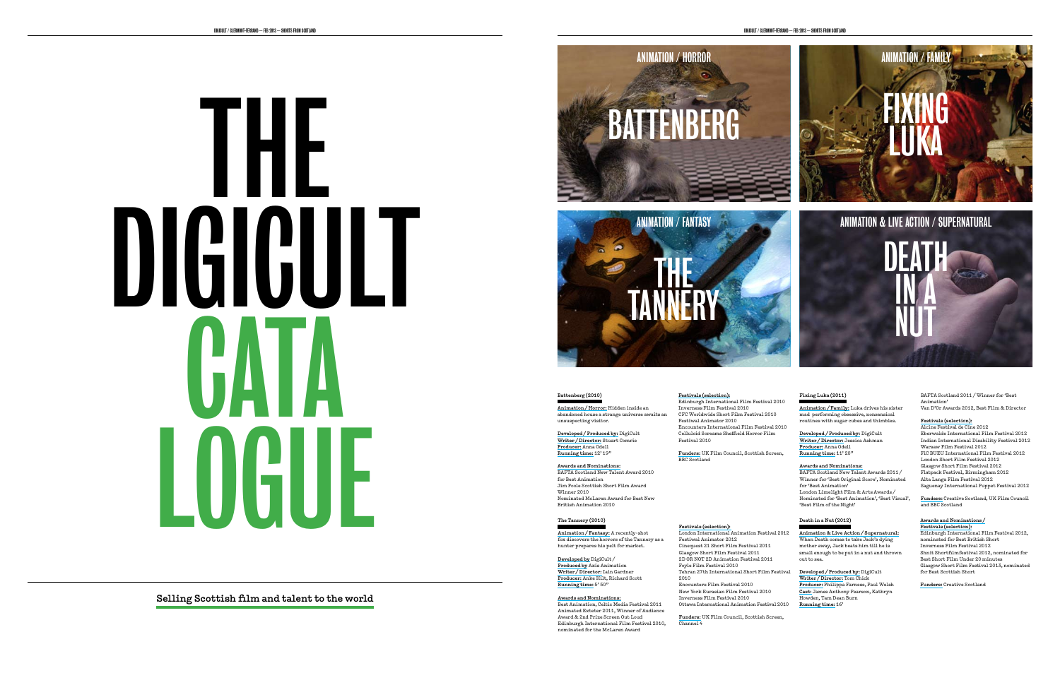# THE DIGICULT CATALOGUE

**Selling Scottish film and talent to the world**

ANIMATION / HORROR
BATTENBERG

ANIMATION / FAMILY
FIXING LUKA

ANIMATION / FANTASY
THE TANNERY

ANIMATION & LIVE ACTION / SUPERNATURAL
DEATH IN A NUT

### Battenberg (2010)

**Animation / Horror:** Hidden inside an abandoned house a strange universe awaits an unsuspecting visitor.

**Developed / Produced by:** DigiCult
**Writer / Director:** Stuart Comrie
**Producer:** Anna Odell
**Running time:** 12' 19"

**Awards and Nominations:**
BAFTA Scotland New Talent Award 2010 for Best Animation
Jim Poole Scottish Short Film Award Winner 2010
Nominated McLaren Award for Best New British Animation 2010

**Festivals (selection):**
Edinburgh International Film Festival 2010
Inverness Film Festival 2010
CFC Worldwide Short Film Festival 2010
Festival Animator 2010
Encounters International Film Festival 2010
Celluloid Screams Sheffield Horror Film Festival 2010

**Funders:** UK Film Council, Scottish Screen, BBC Scotland

### The Tannery (2010)

**Animation / Fantasy:** A recently-shot fox discovers the horrors of the Tannery as a hunter prepares his pelt for market.

**Developed by** DigiCult /
**Produced by** Axis Animation
**Writer / Director:** Iain Gardner
**Producer:** Anke Hilt, Richard Scott
**Running time:** 5' 50"

**Awards and Nominations:**
Best Animation, Celtic Media Festival 2011
Animated Exeter 2011, Winner of Audience Award & 2nd Prize Screen Out Loud
Edinburgh International Film Festival 2010, nominated for the McLaren Award

**Festivals (selection):**
London International Animation Festival 2012
Festiwal Animator 2012
Cinequest 21 Short Film Festival 2011
Glasgow Short Film Festival 2011
2D OR NOT 2D Animation Festival 2011
Foyle Film Festival 2010
Tehran 27th International Short Film Festival 2010
Encounters Film Festival 2010
New York Eurasian Film Festival 2010
Inverness Film Festival 2010
Ottawa International Animation Festival 2010

**Funders:** UK Film Council, Scottish Screen, Channel 4

### Fixing Luka (2011)

**Animation / Family:** Luka drives his sister mad performing obsessive, nonsensical routines with sugar cubes and thimbles.

**Developed / Produced by:** DigiCult
**Writer / Director:** Jessica Ashman
**Producer:** Anna Odell
**Running time:** 11' 20"

**Awards and Nominations:**
BAFTA Scotland New Talent Awards 2011 / Winner for 'Best Original Score', Nominated for 'Best Animation'
London Limelight Film & Arts Awards / Nominated for 'Best Animation', 'Best Visual', 'Best Film of the Night'
BAFTA Scotland 2011 / Winner for 'Best Animation'
Van D'Or Awards 2012, Best Film & Director

**Festivals (selection):**
Alcine Festival de Cine 2012
Eberswalde International Film Festival 2012
Indian International Disability Festival 2012
Warsaw Film Festival 2012
FIC BUEU International Film Festival 2012
London Short Film Festival 2012
Glasgow Short Film Festival 2012
Flatpack Festival, Birmingham 2012
Alta Langa Film Festival 2012
Saguenay International Puppet Festival 2012

**Funders:** Creative Scotland, UK Film Council and BBC Scotland

### Death in a Nut (2012)

**Animation & Live Action / Supernatural:** When Death comes to take Jack's dying mother away, Jack beats him till he is small enough to be put in a nut and thrown out to sea.

**Developed / Produced by:** DigiCult
**Writer / Director:** Tom Chick
**Producer:** Philippa Farnese, Paul Welsh
**Cast:** James Anthony Pearson, Kathryn Howden, Tam Dean Burn
**Running time:** 16'

**Awards and Nominations / Festivals (selection):**
Edinburgh International Film Festival 2012, nominated for Best British Short
Inverness Film Festival 2012
Shnit Shortfilmfestival 2012, nominated for Best Short Film Under 20 minutes
Glasgow Short Film Festival 2013, nominated for Best Scottish Short

**Funders:** Creative Scotland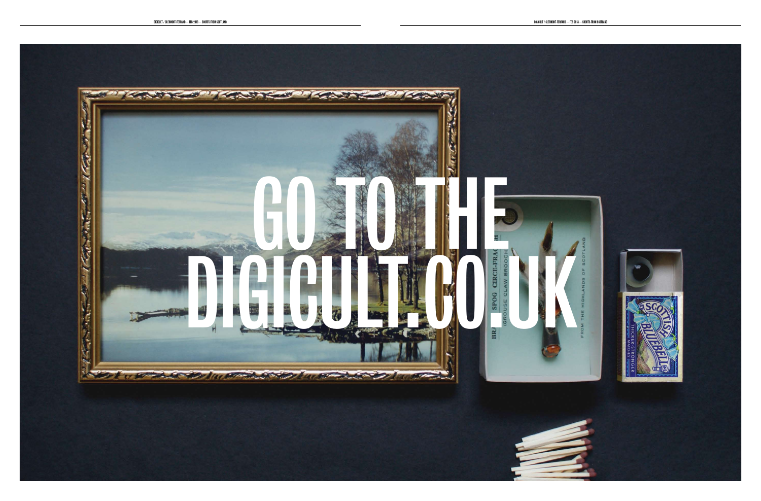# GO TO THE DIGICULT.CO.UK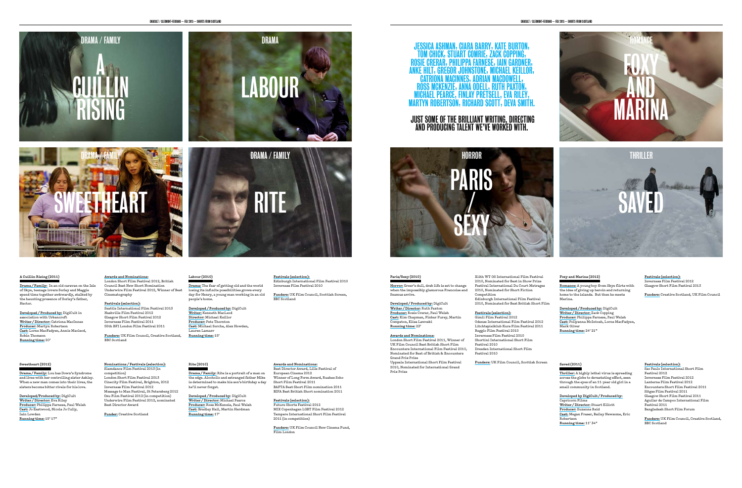DRAMA / FAMILY

A CUILLIN RISING

DRAMA

LABOUR

DRAMA / FAMILY

SWEETHEART

DRAMA / FAMILY

RITE

JESSICA ASHMAN, CIARA BARRY, KATE BURTON, TOM CHICK, STUART COMRIE, ZACK COPPING, ROSIE CRERAR, PHILIPPA FARNESE, IAIN GARDNER, ANKE HILT, GREGOR JOHNSTONE, MICHAEL KEILLOR, CATRIONA MACINNES, ADRIAN MACDOWELL, ROSS MCKENZIE, ANNA ODELL, RUTH PAXTON, MICHAEL PEARCE, FINLAY PRETSELL, EVA RILEY, MARTYN ROBERTSON, RICHARD SCOTT, DEVA SMITH.

JUST SOME OF THE BRILLIANT WRITING, DIRECTING AND PRODUCING TALENT WE'VE WORKED WITH.

ROMANCE

FOXY AND MARINA

HORROR

PARIS / SEXY

THRILLER

SAVED

### A Cuillin Rising (2011)

**Drama / Family:** In an old caravan on the Isle of Skye, teenage lovers Sorley and Maggie spend time together awkwardly, stalked by the haunting presence of Sorley's father, Hector.

**Developed / Produced by:** DigiCult in association with Urbancroft
**Writer / Director:** Catriona MacInnes
**Producer:** Martyn Robertson
**Cast:** Lorne MacFadyen, Annie Macleod, Robin Thomson
**Running time:** 20'

**Awards and Nominations:**
London Short Film Festival 2012, British Council Best New Short Nomination
Underwire Film Festival 2012, Winner of Best Cinematography

**Festivals (selection):**
Seattle International Film Festival 2013
Nashville Film Festival 2012
Glasgow Short Film Festival 2012
Inverness Film Festival 2011
55th BFI London Film Festival 2011

**Funders:** UK Film Council, Creative Scotland, BBC Scotland

### Labour (2010)

**Drama:** The fear of getting old and the world losing its infinite possibilities grows every day for Henry, a young man working in an old people's home.

**Developed / Produced by:** DigiCult
**Writer:** Kenneth MacLeod
**Director:** Michael Keillor
**Producer:** Pete Thornton
**Cast:** Michael Socha, Alex Howden, Lauren Lamarr
**Running time:** 15'

**Festivals (selection):**
Edinburgh International Film Festival 2010
Inverness Film Festival 2010

**Funders:** UK Film Council, Scottish Screen, BBC Scotland

### Sweetheart (2012)

**Drama / Family:** Lou has Down's Syndrome and lives with her controlling sister Ashley. When a new man comes into their lives, the sisters become bitter rivals for his love.

**Developed/Produced by:** DigiCult
**Writer / Director:** Eva Riley
**Producer:** Philippa Farnese, Paul Welsh
**Cast:** Jo Eastwood, Nicola Jo Cully, Iain Lowden
**Running time:** 15' 17"

**Nominations / Festivals (selection):**
Slamdance Film Festival 2013 (in competition)
London Short Film Festival 2013
Cinecity Film Festival, Brighton, 2012
Inverness Film Festival 2012
Message to Man Festival, St Petersberg 2012
Ozu Film Festival 2012 (in competition)
Underwire Film Festival 2012, nominated Best Director Award

**Funder:** Creative Scotland

### Rite (2010)

**Drama / Family:** Rite is a portrait of a man on the edge. Alcoholic and estranged father Mike is determined to make his son's birthday a day he'll never forget.

**Developed / Produced by:** DigiCult
**Writer / Director:** Michael Pearce
**Producer:** Ross McKenzie, Paul Welsh
**Cast:** Bradley Hall, Martin Herdman
**Running time:** 17'

**Awards and Nominations:**
Best Director Award, Lille Festival of European Cinema 2012
Winner of Long Form Award, Rushes Soho Short Film Festival 2011
BAFTA Best Short Film nomination 2011
BIFA Best British Short nomination 2011

**Festivals (selection):**
Future Shorts Festival 2012
MIX Copenhagen LGBT Film Festival 2012
Tampere International Short Film Festival 2011 (in competition)

**Funders:** UK Film Council New Cinema Fund, Film London

### Paris/Sexy (2010)

**Horror:** Greer's dull, drab life is set to change when the impossibly glamorous Francoise and Seamus arrive.

**Developed / Produced by:** DigiCult
**Writer / Director:** Ruth Paxton
**Producer:** Rosie Crerar, Paul Welsh
**Cast:** Kim Chapman, Finbar Furey, Martin Compston, Elisa Lasowski
**Running time:** 23'

**Awards and Nominations:**
London Short Film Festival 2011, Winner of UK Film Council Best British Short Film
Encounters International Film Festival 2010, Nominated for Best of British & Encounters Grand Prix Prize
Uppsala International Short Film Festival 2010, Nominated for International Grand Prix Prize
XIIth WT OS International Film Festival 2010, Nominated for Best in Show Prize
Festival International Du Court Metrages 2010, Nominated for Short Fiction Competition
Edinburgh International Film Festival 2010, Nominated for Best British Short Film

**Festivals (selection):**
Gimli Film Festival 2012
Odense International Film Festival 2012
Litchtspielklub Kurz Film Festival 2011
Reggio Film Festival 2010
Inverness Film Festival 2010
Shortini International Short Film Festival 2010
Dresden International Short Film Festival 2010

**Funders:** UK Film Council, Scottish Screen

### Foxy and Marina (2012)

**Romance:** A young boy from Skye flirts with the idea of giving up heroin and returning home to the islands. But then he meets Marina.

**Developed / Produced by:** DigiCult
**Writer / Director:** Zack Copping
**Producer:** Philippa Farnese, Paul Welsh
**Cast:** Follyanna McIntosh, Lorne MacFadyen, Mark Oliver
**Running time:** 24' 21"

**Festivals (selection):**
Inverness Film Festival 2012
Glasgow Short Film Festival 2013

**Funders:** Creative Scotland, UK Film Council

### Saved (2011)

**Thriller:** A highly lethal virus is spreading across the globe to devastating effect, seen through the eyes of an 11-year old girl in a small community in Scotland.

**Developed by DigiCult / Produced by:** Capricorn Films
**Writer / Director:** Stuart Elliott
**Producer:** Suzanne Reid
**Cast:** Megan Fraser, Bailey Newsome, Eric Robertson
**Running time:** 11' 34"

**Festivals (selection):**
Sao Paulo International Short Film Festival 2012
Inverness Film Festival 2012
Lanterna Film Festival 2012
Encounters Short Film Festival 2011
Sitges Film Festival 2011
Glasgow Short Film Festival 2011
Aguilar de Campoo International Film Festival 2011
Bangladesh Short Film Forum

**Funders:** UK Film Council, Creative Scotland, BBC Scotland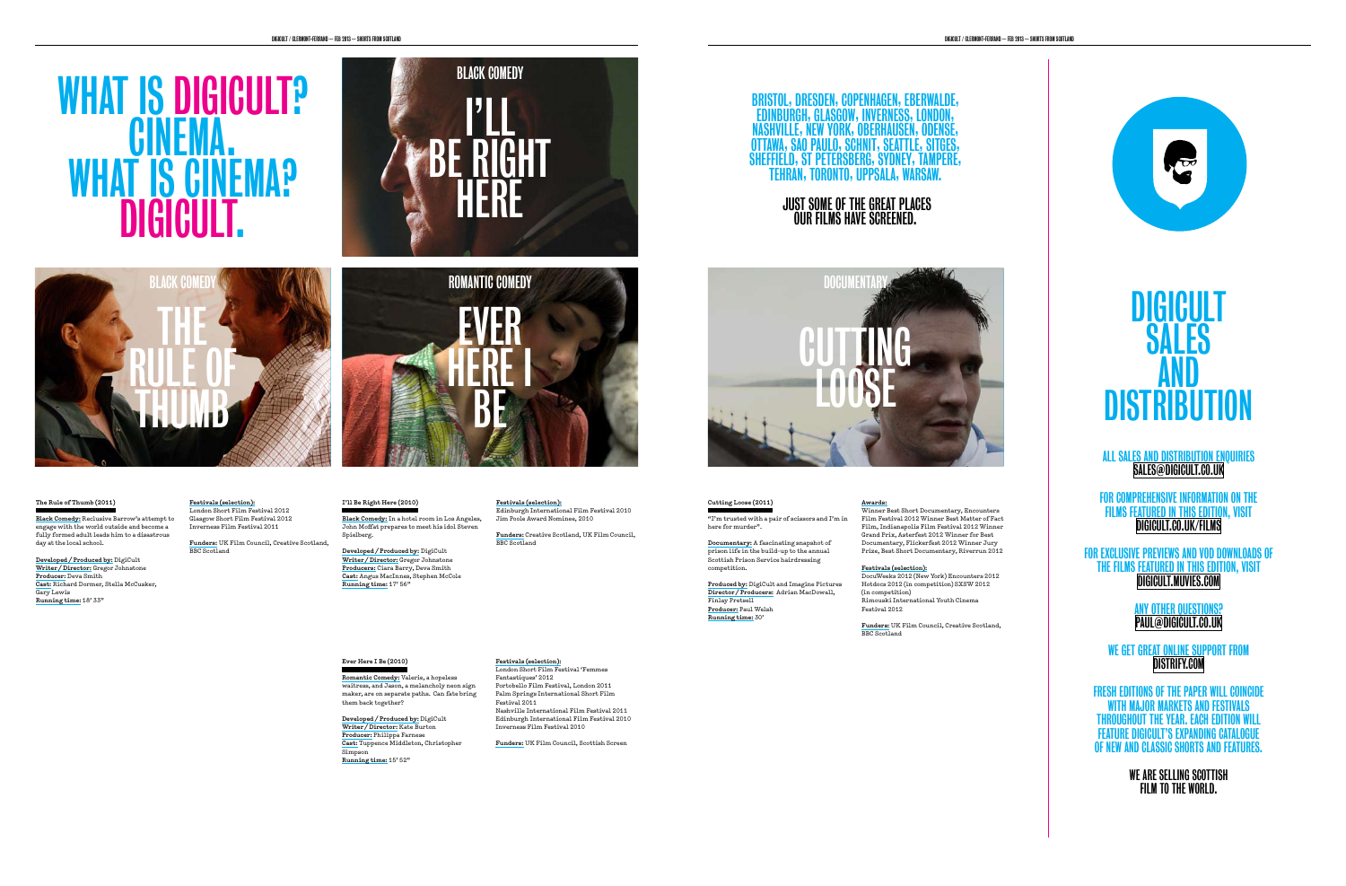# WHAT IS DIGICULT? CINEMA. WHAT IS CINEMA? DIGICULT.

BLACK COMEDY

# I'LL BE RIGHT HERE

BLACK COMEDY

# THE RULE OF THUMB

ROMANTIC COMEDY

# EVER HERE I BE

**The Rule of Thumb (2011)**

**Black Comedy:** Reclusive Barrow's attempt to engage with the world outside and become a fully formed adult leads him to a disastrous day at the local school.

**Developed / Produced by:** DigiCult
**Writer / Director:** Gregor Johnstone
**Producer:** Deva Smith
**Cast:** Richard Dormer, Stella McCusker, Gary Lewis
**Running time:** 18' 33"

**Festivals (selection):**
London Short Film Festival 2012
Glasgow Short Film Festival 2012
Inverness Film Festival 2011

**Funders:** UK Film Council, Creative Scotland, BBC Scotland

**I'll Be Right Here (2010)**

**Black Comedy:** In a hotel room in Los Angeles, John Moffat prepares to meet his idol Steven Spielberg.

**Developed / Produced by:** DigiCult
**Writer / Director:** Gregor Johnstone
**Producers:** Ciara Barry, Deva Smith
**Cast:** Angus MacInnes, Stephen McCole
**Running time:** 17' 56"

**Festivals (selection):**
Edinburgh International Film Festival 2010
Jim Poole Award Nominee, 2010

**Funders:** Creative Scotland, UK Film Council, BBC Scotland

**Ever Here I Be (2010)**

**Romantic Comedy:** Valerie, a hopeless waitress, and Jason, a melancholy neon sign maker, are on separate paths. Can fate bring them back together?

**Developed / Produced by:** DigiCult
**Writer / Director:** Kate Burton
**Producer:** Philippa Farnese
**Cast:** Tuppence Middleton, Christopher Simpson
**Running time:** 15' 52"

**Festivals (selection):**
London Short Film Festival 'Femmes Fantastiques' 2012
Portobello Film Festival, London 2011
Palm Springs International Short Film Festival 2011
Nashville International Film Festival 2011
Edinburgh International Film Festival 2010
Inverness Film Festival 2010

**Funders:** UK Film Council, Scottish Screen

## BRISTOL, DRESDEN, COPENHAGEN, EBERWALDE, EDINBURGH, GLASGOW, INVERNESS, LONDON, NASHVILLE, NEW YORK, OBERHAUSEN, ODENSE, OTTAWA, SAO PAULO, SCHNIT, SEATTLE, SITGES, SHEFFIELD, ST PETERSBERG, SYDNEY, TAMPERE, TEHRAN, TORONTO, UPPSALA, WARSAW.

**JUST SOME OF THE GREAT PLACES OUR FILMS HAVE SCREENED.**

DOCUMENTARY

# CUTTING LOOSE

**Cutting Loose (2011)**

"I'm trusted with a pair of scissors and I'm in here for murder".

**Documentary:** A fascinating snapshot of prison life in the build-up to the annual Scottish Prison Service hairdressing competition.

**Produced by:** DigiCult and Imagine Pictures
**Director / Producers:** Adrian MacDowall, Finlay Pretsell
**Producer:** Paul Welsh
**Running time:** 30'

**Awards:**
Winner Best Short Documentary, Encounters Film Festival 2012 Winner Best Matter of Fact Film, Indianapolis Film Festival 2012 Winner Grand Prix, Asterfest 2012 Winner for Best Documentary, Flickerfest 2012 Winner Jury Prize, Best Short Documentary, Riverrun 2012

**Festivals (selection):**
DocuWeeks 2012 (New York) Encounters 2012
Hotdocs 2012 (in competition) SXSW 2012 (in competition)
Rimouski International Youth Cinema Festival 2012

**Funders:** UK Film Council, Creative Scotland, BBC Scotland

# DIGICULT SALES AND DISTRIBUTION

ALL SALES AND DISTRIBUTION ENQUIRIES
SALES@DIGICULT.CO.UK

FOR COMPREHENSIVE INFORMATION ON THE FILMS FEATURED IN THIS EDITION, VISIT
DIGICULT.CO.UK/FILMS

FOR EXCLUSIVE PREVIEWS AND VOD DOWNLOADS OF THE FILMS FEATURED IN THIS EDITION, VISIT
DIGICULT.MUVIES.COM

ANY OTHER QUESTIONS?
PAUL@DIGICULT.CO.UK

WE GET GREAT ONLINE SUPPORT FROM
DISTRIFY.COM

FRESH EDITIONS OF THE PAPER WILL COINCIDE WITH MAJOR MARKETS AND FESTIVALS THROUGHOUT THE YEAR. EACH EDITION WILL FEATURE DIGICULT'S EXPANDING CATALOGUE OF NEW AND CLASSIC SHORTS AND FEATURES.

**WE ARE SELLING SCOTTISH FILM TO THE WORLD.**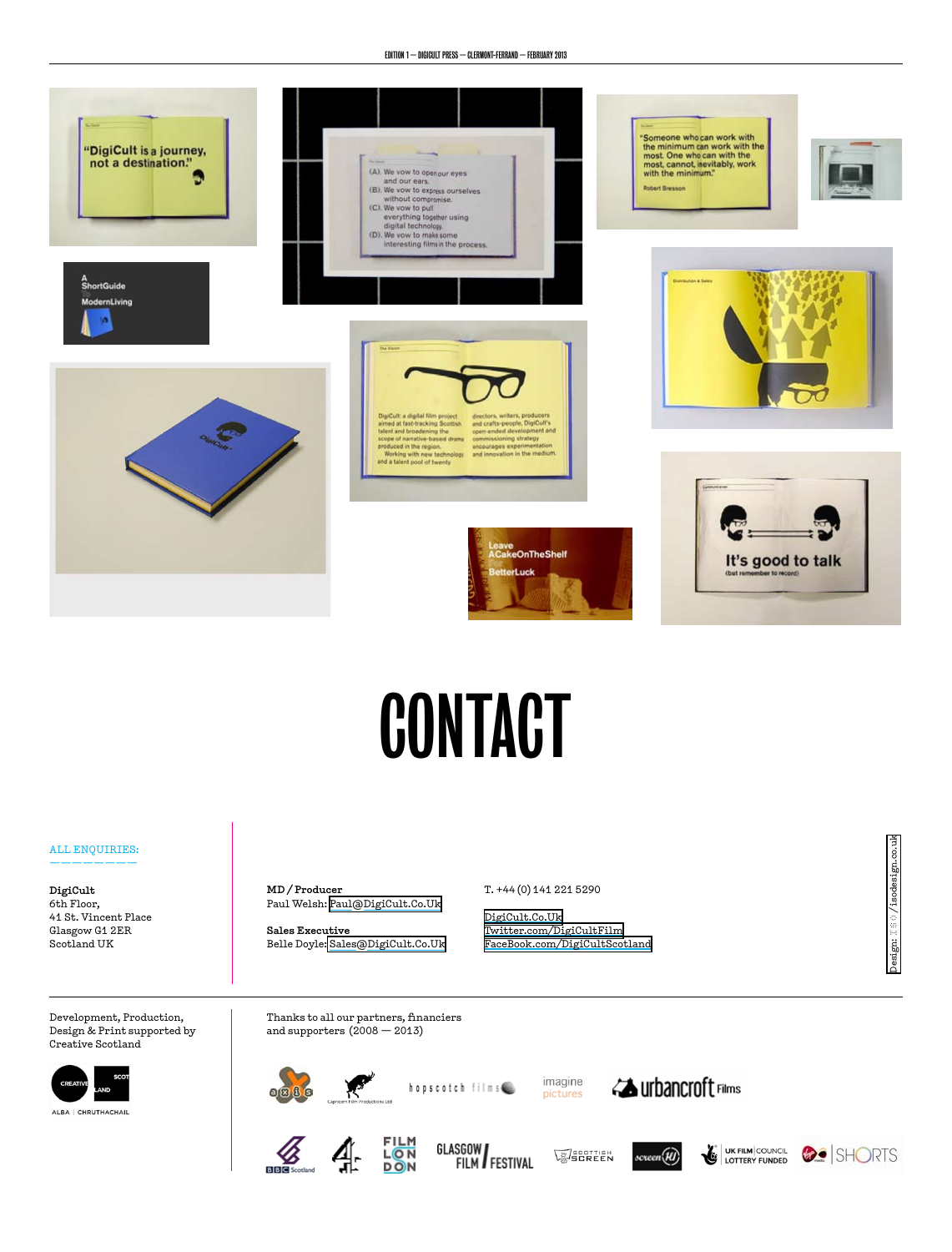# CONTACT

ALL ENQUIRIES:

**DigiCult**
6th Floor,
41 St. Vincent Place
Glasgow G1 2ER
Scotland UK

**MD / Producer**
Paul Welsh: Paul@DigiCult.Co.Uk

**Sales Executive**
Belle Doyle: Sales@DigiCult.Co.Uk

T. +44 (0) 141 221 5290

DigiCult.Co.Uk
Twitter.com/DigiCultFilm
FaceBook.com/DigiCultScotland

Design: ISO/isodesign.co.uk

Development, Production, Design & Print supported by Creative Scotland

Thanks to all our partners, financiers and supporters (2008 — 2013)